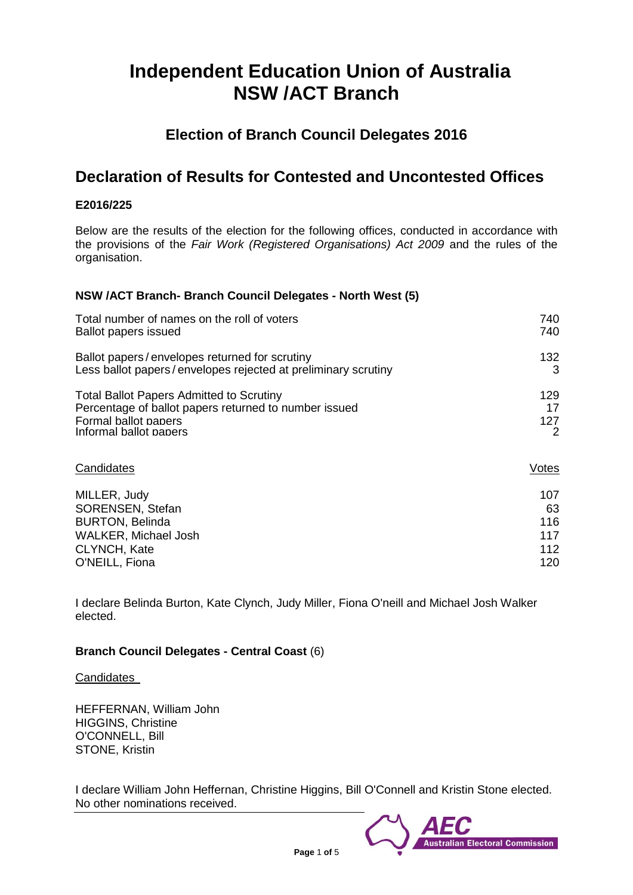# Independent Education Union of Australia NSW /ACT Branch

## Election of Branch Council Delegates 2016

## Declaration of Results for Contested and Uncontested Offices

**E2016/225**

Below are the results of the election for the following offices, conducted in accordance with the provisions of the *Fair Work (Registered Organisations) Act 2009* and the rules of the organisation.

**NSW /ACT Branch- Branch Council Delegates - North West (5)**

| | |
|---|---|
| Total number of names on the roll of voters | 740 |
| Ballot papers issued | 740 |
| Ballot papers / envelopes returned for scrutiny | 132 |
| Less ballot papers / envelopes rejected at preliminary scrutiny | 3 |
| Total Ballot Papers Admitted to Scrutiny | 129 |
| Percentage of ballot papers returned to number issued | 17 |
| Formal ballot papers | 127 |
| Informal ballot papers | 2 |

| Candidates | Votes |
|---|---|
| MILLER, Judy | 107 |
| SORENSEN, Stefan | 63 |
| BURTON, Belinda | 116 |
| WALKER, Michael Josh | 117 |
| CLYNCH, Kate | 112 |
| O'NEILL, Fiona | 120 |

I declare Belinda Burton, Kate Clynch, Judy Miller, Fiona O'neill and Michael Josh Walker elected.

**Branch Council Delegates - Central Coast** (6)

Candidates

HEFFERNAN, William John
HIGGINS, Christine
O'CONNELL, Bill
STONE, Kristin

I declare William John Heffernan, Christine Higgins, Bill O'Connell and Kristin Stone elected. No other nominations received.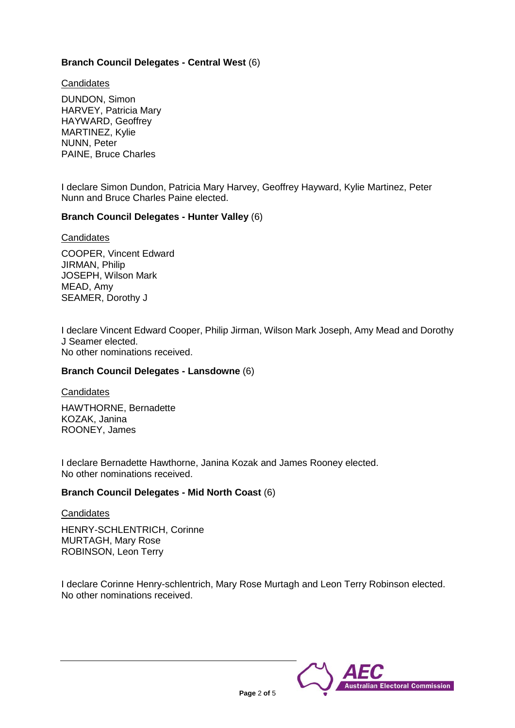**Branch Council Delegates - Central West** (6)

<u>Candidates</u>

DUNDON, Simon
HARVEY, Patricia Mary
HAYWARD, Geoffrey
MARTINEZ, Kylie
NUNN, Peter
PAINE, Bruce Charles

I declare Simon Dundon, Patricia Mary Harvey, Geoffrey Hayward, Kylie Martinez, Peter Nunn and Bruce Charles Paine elected.

**Branch Council Delegates - Hunter Valley** (6)

<u>Candidates</u>

COOPER, Vincent Edward
JIRMAN, Philip
JOSEPH, Wilson Mark
MEAD, Amy
SEAMER, Dorothy J

I declare Vincent Edward Cooper, Philip Jirman, Wilson Mark Joseph, Amy Mead and Dorothy J Seamer elected.
No other nominations received.

**Branch Council Delegates - Lansdowne** (6)

<u>Candidates</u>

HAWTHORNE, Bernadette
KOZAK, Janina
ROONEY, James

I declare Bernadette Hawthorne, Janina Kozak and James Rooney elected.
No other nominations received.

**Branch Council Delegates - Mid North Coast** (6)

<u>Candidates</u>

HENRY-SCHLENTRICH, Corinne
MURTAGH, Mary Rose
ROBINSON, Leon Terry

I declare Corinne Henry-schlentrich, Mary Rose Murtagh and Leon Terry Robinson elected.
No other nominations received.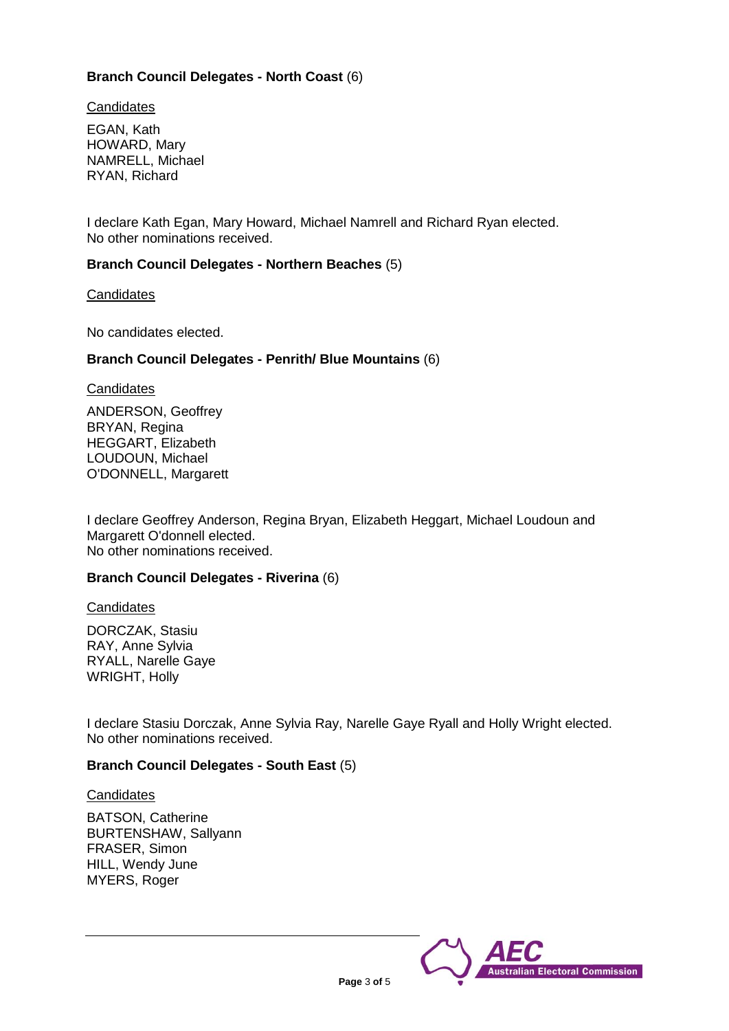**Branch Council Delegates - North Coast** (6)

Candidates

EGAN, Kath
HOWARD, Mary
NAMRELL, Michael
RYAN, Richard

I declare Kath Egan, Mary Howard, Michael Namrell and Richard Ryan elected.
No other nominations received.

**Branch Council Delegates - Northern Beaches** (5)

Candidates

No candidates elected.

**Branch Council Delegates - Penrith/ Blue Mountains** (6)

Candidates

ANDERSON, Geoffrey
BRYAN, Regina
HEGGART, Elizabeth
LOUDOUN, Michael
O'DONNELL, Margarett

I declare Geoffrey Anderson, Regina Bryan, Elizabeth Heggart, Michael Loudoun and Margarett O'donnell elected.
No other nominations received.

**Branch Council Delegates - Riverina** (6)

Candidates

DORCZAK, Stasiu
RAY, Anne Sylvia
RYALL, Narelle Gaye
WRIGHT, Holly

I declare Stasiu Dorczak, Anne Sylvia Ray, Narelle Gaye Ryall and Holly Wright elected.
No other nominations received.

**Branch Council Delegates - South East** (5)

Candidates

BATSON, Catherine
BURTENSHAW, Sallyann
FRASER, Simon
HILL, Wendy June
MYERS, Roger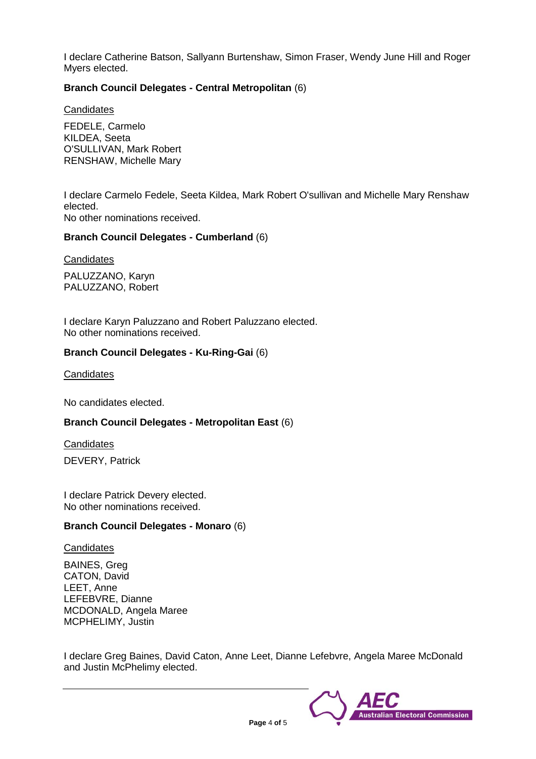I declare Catherine Batson, Sallyann Burtenshaw, Simon Fraser, Wendy June Hill and Roger Myers elected.

**Branch Council Delegates - Central Metropolitan** (6)

Candidates

FEDELE, Carmelo
KILDEA, Seeta
O'SULLIVAN, Mark Robert
RENSHAW, Michelle Mary

I declare Carmelo Fedele, Seeta Kildea, Mark Robert O'sullivan and Michelle Mary Renshaw elected.
No other nominations received.

**Branch Council Delegates - Cumberland** (6)

Candidates

PALUZZANO, Karyn
PALUZZANO, Robert

I declare Karyn Paluzzano and Robert Paluzzano elected.
No other nominations received.

**Branch Council Delegates - Ku-Ring-Gai** (6)

Candidates

No candidates elected.

**Branch Council Delegates - Metropolitan East** (6)

Candidates

DEVERY, Patrick

I declare Patrick Devery elected.
No other nominations received.

**Branch Council Delegates - Monaro** (6)

Candidates

BAINES, Greg
CATON, David
LEET, Anne
LEFEBVRE, Dianne
MCDONALD, Angela Maree
MCPHELIMY, Justin

I declare Greg Baines, David Caton, Anne Leet, Dianne Lefebvre, Angela Maree McDonald and Justin McPhelimy elected.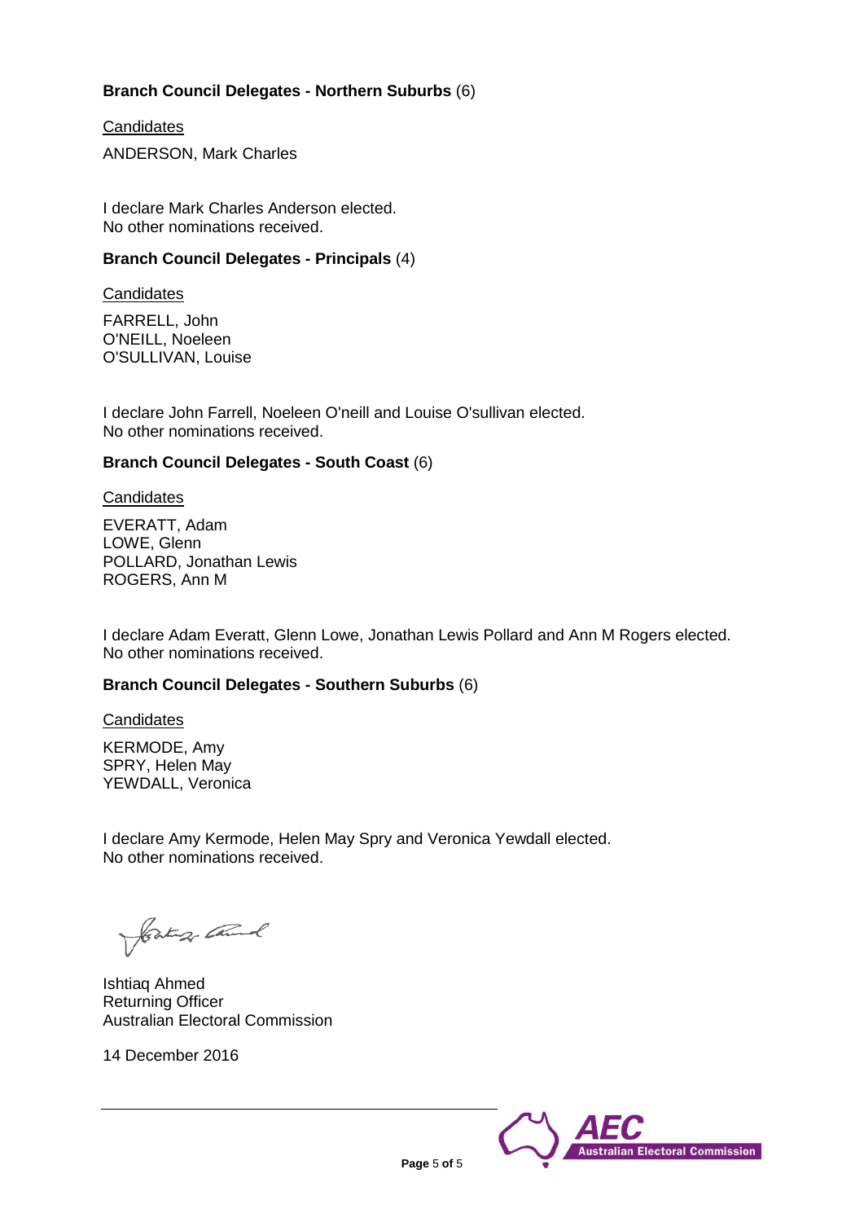**Branch Council Delegates - Northern Suburbs** (6)

Candidates

ANDERSON, Mark Charles

I declare Mark Charles Anderson elected.
No other nominations received.

**Branch Council Delegates - Principals** (4)

Candidates

FARRELL, John
O'NEILL, Noeleen
O'SULLIVAN, Louise

I declare John Farrell, Noeleen O'neill and Louise O'sullivan elected.
No other nominations received.

**Branch Council Delegates - South Coast** (6)

Candidates

EVERATT, Adam
LOWE, Glenn
POLLARD, Jonathan Lewis
ROGERS, Ann M

I declare Adam Everatt, Glenn Lowe, Jonathan Lewis Pollard and Ann M Rogers elected.
No other nominations received.

**Branch Council Delegates - Southern Suburbs** (6)

Candidates

KERMODE, Amy
SPRY, Helen May
YEWDALL, Veronica

I declare Amy Kermode, Helen May Spry and Veronica Yewdall elected.
No other nominations received.

Ishtiaq Ahmed
Returning Officer
Australian Electoral Commission

14 December 2016